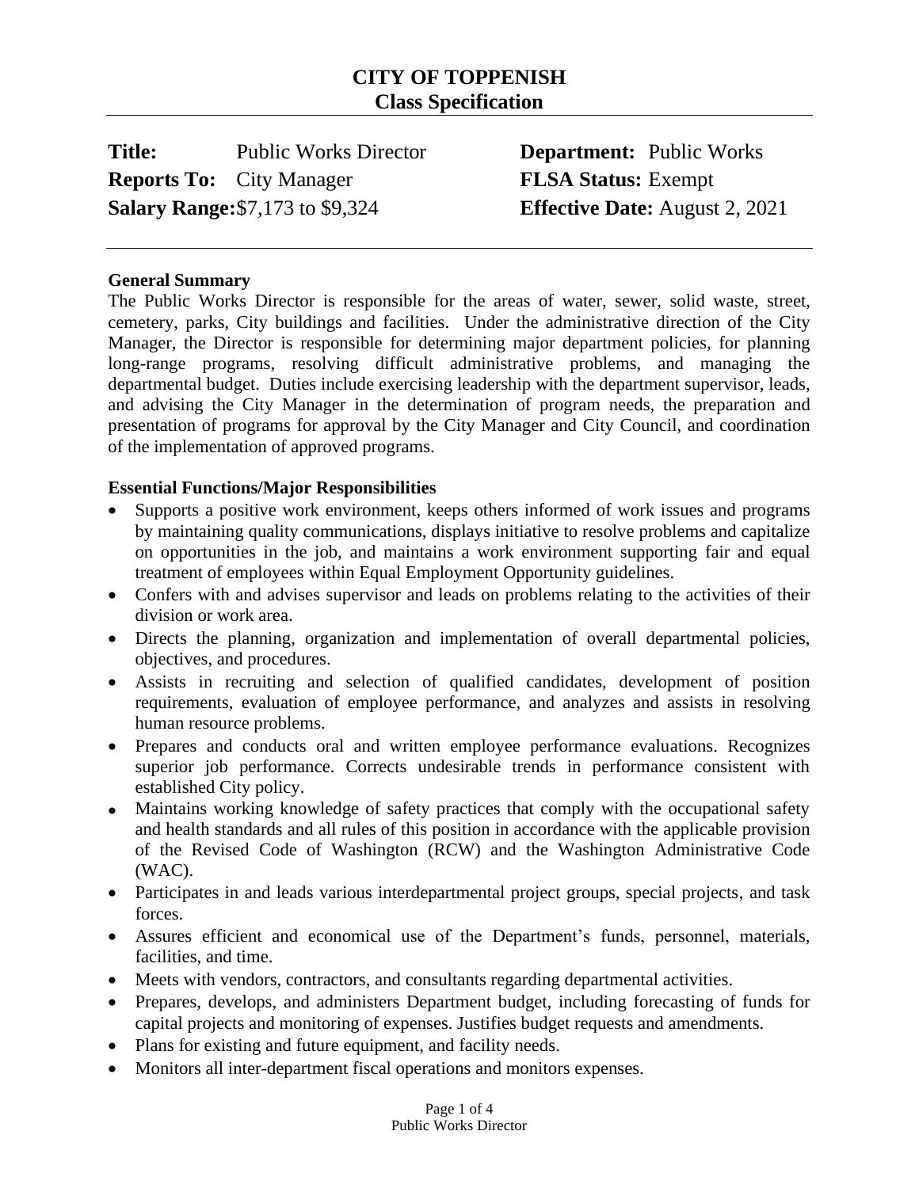# CITY OF TOPPENISH
## Class Specification

**Title:** Public Works Director

**Reports To:** City Manager

**Salary Range:** $7,173 to $9,324

**Department:** Public Works

**FLSA Status:** Exempt

**Effective Date:** August 2, 2021

---

### General Summary

The Public Works Director is responsible for the areas of water, sewer, solid waste, street, cemetery, parks, City buildings and facilities. Under the administrative direction of the City Manager, the Director is responsible for determining major department policies, for planning long-range programs, resolving difficult administrative problems, and managing the departmental budget. Duties include exercising leadership with the department supervisor, leads, and advising the City Manager in the determination of program needs, the preparation and presentation of programs for approval by the City Manager and City Council, and coordination of the implementation of approved programs.

### Essential Functions/Major Responsibilities

- Supports a positive work environment, keeps others informed of work issues and programs by maintaining quality communications, displays initiative to resolve problems and capitalize on opportunities in the job, and maintains a work environment supporting fair and equal treatment of employees within Equal Employment Opportunity guidelines.
- Confers with and advises supervisor and leads on problems relating to the activities of their division or work area.
- Directs the planning, organization and implementation of overall departmental policies, objectives, and procedures.
- Assists in recruiting and selection of qualified candidates, development of position requirements, evaluation of employee performance, and analyzes and assists in resolving human resource problems.
- Prepares and conducts oral and written employee performance evaluations. Recognizes superior job performance. Corrects undesirable trends in performance consistent with established City policy.
- Maintains working knowledge of safety practices that comply with the occupational safety and health standards and all rules of this position in accordance with the applicable provision of the Revised Code of Washington (RCW) and the Washington Administrative Code (WAC).
- Participates in and leads various interdepartmental project groups, special projects, and task forces.
- Assures efficient and economical use of the Department's funds, personnel, materials, facilities, and time.
- Meets with vendors, contractors, and consultants regarding departmental activities.
- Prepares, develops, and administers Department budget, including forecasting of funds for capital projects and monitoring of expenses. Justifies budget requests and amendments.
- Plans for existing and future equipment, and facility needs.
- Monitors all inter-department fiscal operations and monitors expenses.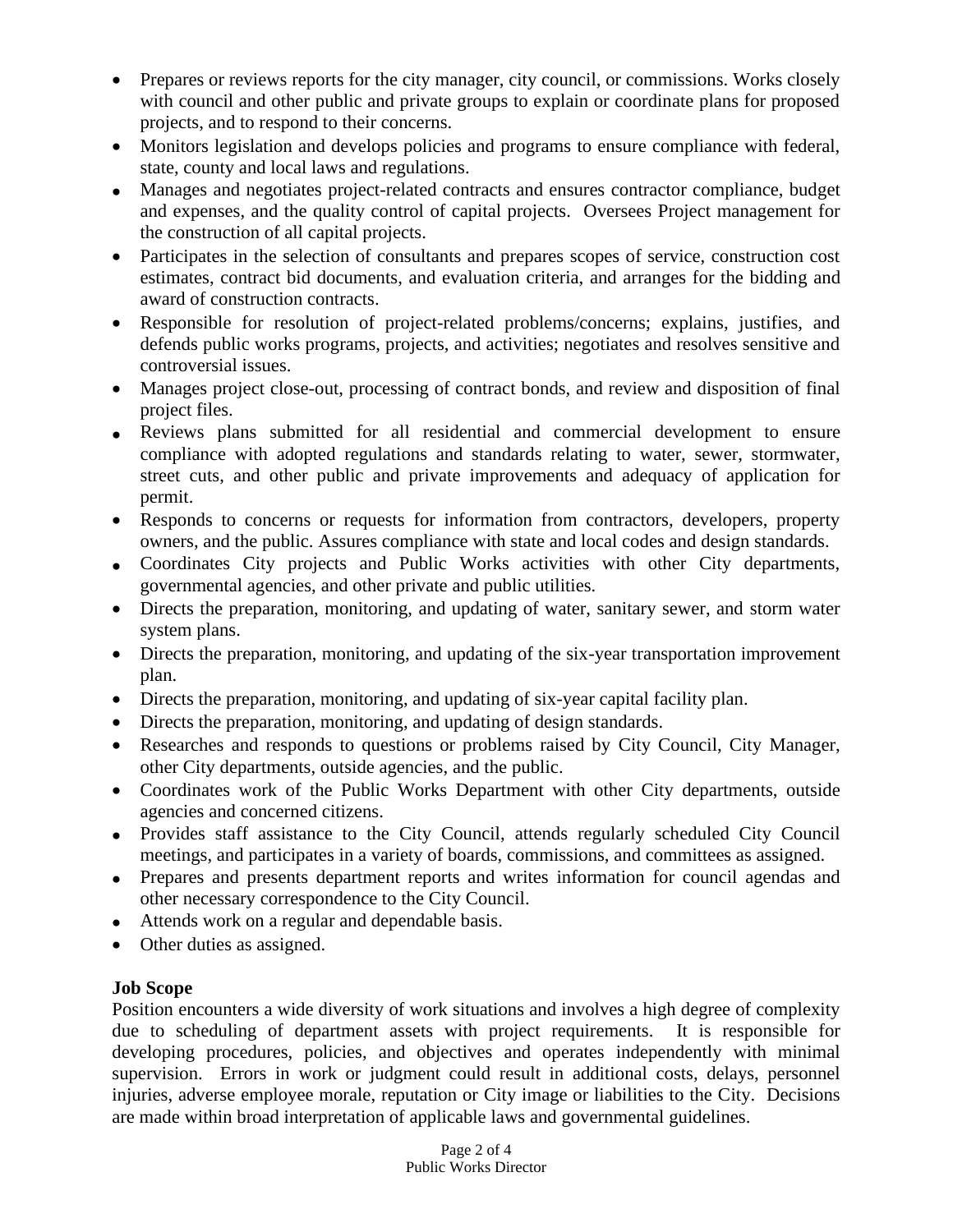- Prepares or reviews reports for the city manager, city council, or commissions. Works closely with council and other public and private groups to explain or coordinate plans for proposed projects, and to respond to their concerns.
- Monitors legislation and develops policies and programs to ensure compliance with federal, state, county and local laws and regulations.
- Manages and negotiates project-related contracts and ensures contractor compliance, budget and expenses, and the quality control of capital projects. Oversees Project management for the construction of all capital projects.
- Participates in the selection of consultants and prepares scopes of service, construction cost estimates, contract bid documents, and evaluation criteria, and arranges for the bidding and award of construction contracts.
- Responsible for resolution of project-related problems/concerns; explains, justifies, and defends public works programs, projects, and activities; negotiates and resolves sensitive and controversial issues.
- Manages project close-out, processing of contract bonds, and review and disposition of final project files.
- Reviews plans submitted for all residential and commercial development to ensure compliance with adopted regulations and standards relating to water, sewer, stormwater, street cuts, and other public and private improvements and adequacy of application for permit.
- Responds to concerns or requests for information from contractors, developers, property owners, and the public. Assures compliance with state and local codes and design standards.
- Coordinates City projects and Public Works activities with other City departments, governmental agencies, and other private and public utilities.
- Directs the preparation, monitoring, and updating of water, sanitary sewer, and storm water system plans.
- Directs the preparation, monitoring, and updating of the six-year transportation improvement plan.
- Directs the preparation, monitoring, and updating of six-year capital facility plan.
- Directs the preparation, monitoring, and updating of design standards.
- Researches and responds to questions or problems raised by City Council, City Manager, other City departments, outside agencies, and the public.
- Coordinates work of the Public Works Department with other City departments, outside agencies and concerned citizens.
- Provides staff assistance to the City Council, attends regularly scheduled City Council meetings, and participates in a variety of boards, commissions, and committees as assigned.
- Prepares and presents department reports and writes information for council agendas and other necessary correspondence to the City Council.
- Attends work on a regular and dependable basis.
- Other duties as assigned.

**Job Scope**

Position encounters a wide diversity of work situations and involves a high degree of complexity due to scheduling of department assets with project requirements. It is responsible for developing procedures, policies, and objectives and operates independently with minimal supervision. Errors in work or judgment could result in additional costs, delays, personnel injuries, adverse employee morale, reputation or City image or liabilities to the City. Decisions are made within broad interpretation of applicable laws and governmental guidelines.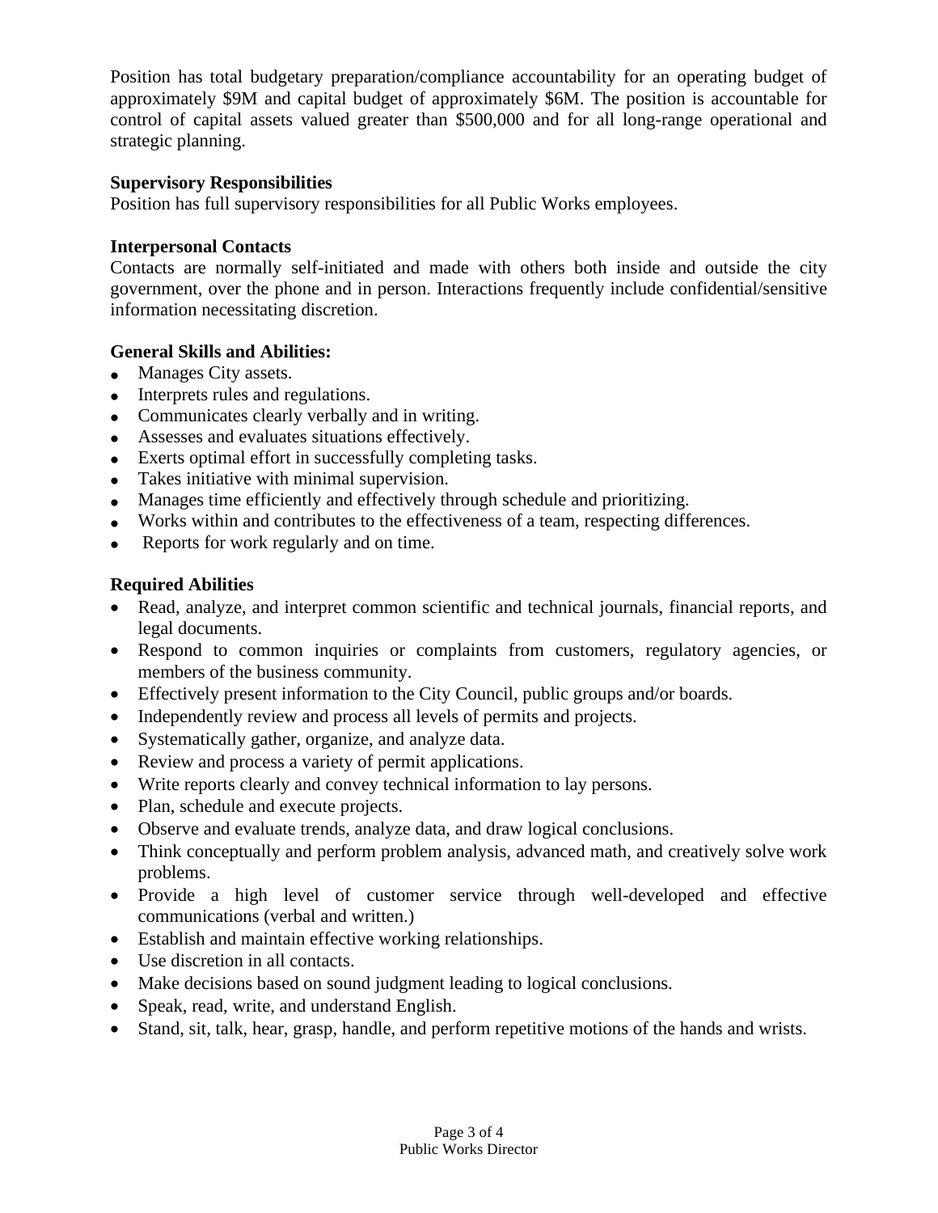Position has total budgetary preparation/compliance accountability for an operating budget of approximately $9M and capital budget of approximately $6M. The position is accountable for control of capital assets valued greater than $500,000 and for all long-range operational and strategic planning.

**Supervisory Responsibilities**
Position has full supervisory responsibilities for all Public Works employees.

**Interpersonal Contacts**
Contacts are normally self-initiated and made with others both inside and outside the city government, over the phone and in person. Interactions frequently include confidential/sensitive information necessitating discretion.

**General Skills and Abilities:**

- Manages City assets.
- Interprets rules and regulations.
- Communicates clearly verbally and in writing.
- Assesses and evaluates situations effectively.
- Exerts optimal effort in successfully completing tasks.
- Takes initiative with minimal supervision.
- Manages time efficiently and effectively through schedule and prioritizing.
- Works within and contributes to the effectiveness of a team, respecting differences.
- Reports for work regularly and on time.

**Required Abilities**

- Read, analyze, and interpret common scientific and technical journals, financial reports, and legal documents.
- Respond to common inquiries or complaints from customers, regulatory agencies, or members of the business community.
- Effectively present information to the City Council, public groups and/or boards.
- Independently review and process all levels of permits and projects.
- Systematically gather, organize, and analyze data.
- Review and process a variety of permit applications.
- Write reports clearly and convey technical information to lay persons.
- Plan, schedule and execute projects.
- Observe and evaluate trends, analyze data, and draw logical conclusions.
- Think conceptually and perform problem analysis, advanced math, and creatively solve work problems.
- Provide a high level of customer service through well-developed and effective communications (verbal and written.)
- Establish and maintain effective working relationships.
- Use discretion in all contacts.
- Make decisions based on sound judgment leading to logical conclusions.
- Speak, read, write, and understand English.
- Stand, sit, talk, hear, grasp, handle, and perform repetitive motions of the hands and wrists.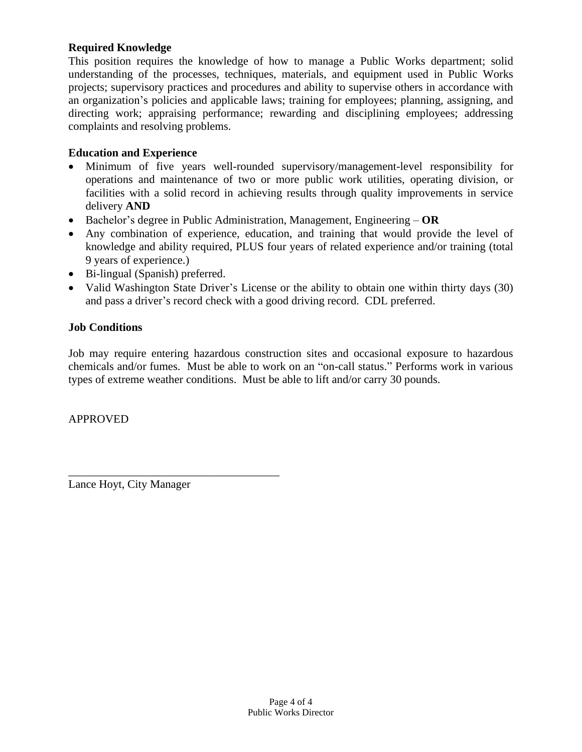**Required Knowledge**

This position requires the knowledge of how to manage a Public Works department; solid understanding of the processes, techniques, materials, and equipment used in Public Works projects; supervisory practices and procedures and ability to supervise others in accordance with an organization's policies and applicable laws; training for employees; planning, assigning, and directing work; appraising performance; rewarding and disciplining employees; addressing complaints and resolving problems.

**Education and Experience**

- Minimum of five years well-rounded supervisory/management-level responsibility for operations and maintenance of two or more public work utilities, operating division, or facilities with a solid record in achieving results through quality improvements in service delivery **AND**
- Bachelor's degree in Public Administration, Management, Engineering – **OR**
- Any combination of experience, education, and training that would provide the level of knowledge and ability required, PLUS four years of related experience and/or training (total 9 years of experience.)
- Bi-lingual (Spanish) preferred.
- Valid Washington State Driver's License or the ability to obtain one within thirty days (30) and pass a driver's record check with a good driving record. CDL preferred.

**Job Conditions**

Job may require entering hazardous construction sites and occasional exposure to hazardous chemicals and/or fumes. Must be able to work on an "on-call status." Performs work in various types of extreme weather conditions. Must be able to lift and/or carry 30 pounds.

APPROVED

______________________________________

Lance Hoyt, City Manager